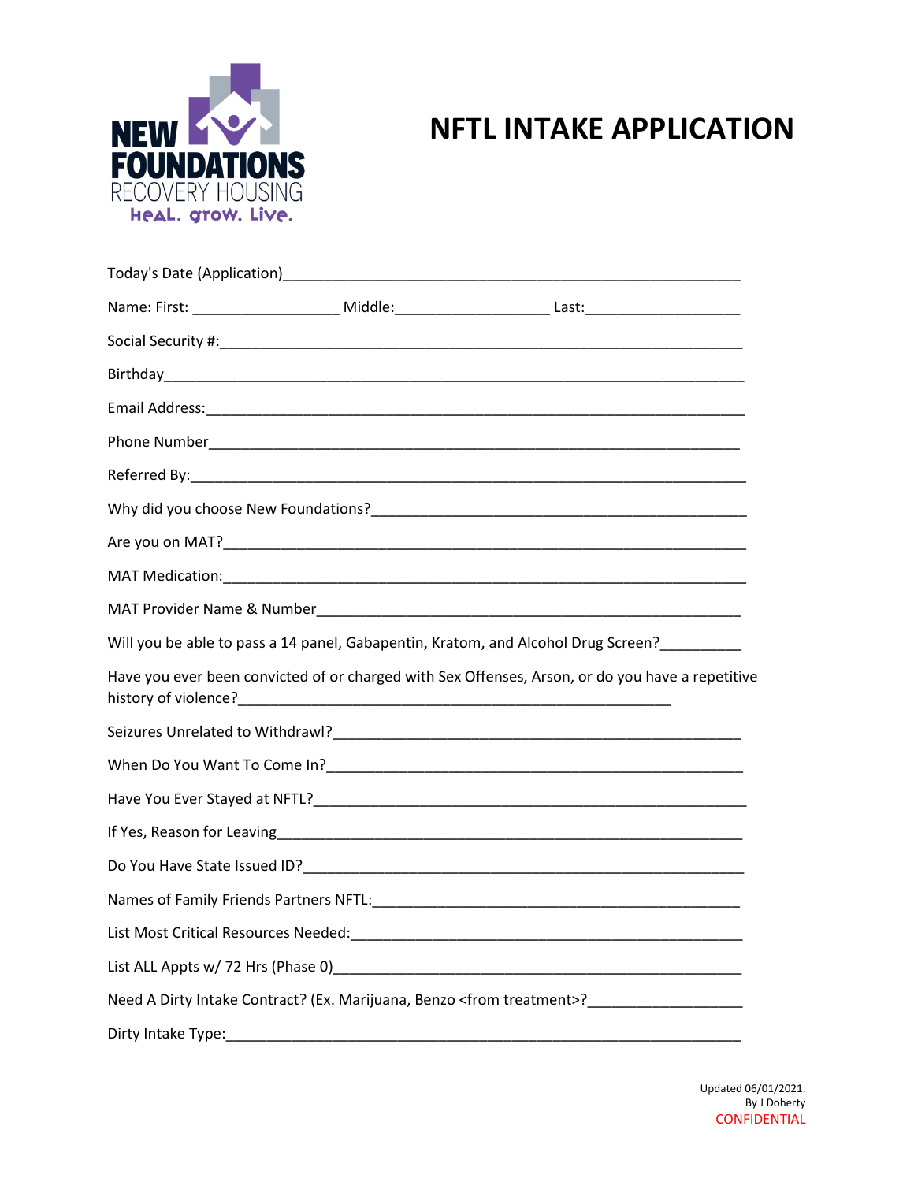NEW FOUNDATIONS
RECOVERY HOUSING
HeaL. grow. Live.

# NFTL INTAKE APPLICATION

Today's Date (Application)\_\_\_\_\_\_\_\_\_\_\_\_\_\_\_\_\_\_\_\_\_\_\_\_\_\_\_\_\_\_\_\_\_\_\_\_\_\_\_\_\_\_\_\_\_\_\_\_\_\_\_\_\_\_\_\_

Name: First: \_\_\_\_\_\_\_\_\_\_\_\_\_\_\_\_\_\_ Middle:\_\_\_\_\_\_\_\_\_\_\_\_\_\_\_\_\_\_\_ Last:\_\_\_\_\_\_\_\_\_\_\_\_\_\_\_\_\_\_\_

Social Security #:\_\_\_\_\_\_\_\_\_\_\_\_\_\_\_\_\_\_\_\_\_\_\_\_\_\_\_\_\_\_\_\_\_\_\_\_\_\_\_\_\_\_\_\_\_\_\_\_\_\_\_\_\_\_\_\_\_\_\_\_\_\_

Birthday\_\_\_\_\_\_\_\_\_\_\_\_\_\_\_\_\_\_\_\_\_\_\_\_\_\_\_\_\_\_\_\_\_\_\_\_\_\_\_\_\_\_\_\_\_\_\_\_\_\_\_\_\_\_\_\_\_\_\_\_\_\_\_\_\_\_\_\_\_

Email Address:\_\_\_\_\_\_\_\_\_\_\_\_\_\_\_\_\_\_\_\_\_\_\_\_\_\_\_\_\_\_\_\_\_\_\_\_\_\_\_\_\_\_\_\_\_\_\_\_\_\_\_\_\_\_\_\_\_\_\_\_\_\_\_\_

Phone Number\_\_\_\_\_\_\_\_\_\_\_\_\_\_\_\_\_\_\_\_\_\_\_\_\_\_\_\_\_\_\_\_\_\_\_\_\_\_\_\_\_\_\_\_\_\_\_\_\_\_\_\_\_\_\_\_\_\_\_\_\_\_\_

Referred By:\_\_\_\_\_\_\_\_\_\_\_\_\_\_\_\_\_\_\_\_\_\_\_\_\_\_\_\_\_\_\_\_\_\_\_\_\_\_\_\_\_\_\_\_\_\_\_\_\_\_\_\_\_\_\_\_\_\_\_\_\_\_\_\_\_\_

Why did you choose New Foundations?\_\_\_\_\_\_\_\_\_\_\_\_\_\_\_\_\_\_\_\_\_\_\_\_\_\_\_\_\_\_\_\_\_\_\_\_\_\_\_\_\_\_\_\_\_\_

Are you on MAT?\_\_\_\_\_\_\_\_\_\_\_\_\_\_\_\_\_\_\_\_\_\_\_\_\_\_\_\_\_\_\_\_\_\_\_\_\_\_\_\_\_\_\_\_\_\_\_\_\_\_\_\_\_\_\_\_\_\_\_\_\_\_\_

MAT Medication:\_\_\_\_\_\_\_\_\_\_\_\_\_\_\_\_\_\_\_\_\_\_\_\_\_\_\_\_\_\_\_\_\_\_\_\_\_\_\_\_\_\_\_\_\_\_\_\_\_\_\_\_\_\_\_\_\_\_\_\_\_\_\_

MAT Provider Name & Number\_\_\_\_\_\_\_\_\_\_\_\_\_\_\_\_\_\_\_\_\_\_\_\_\_\_\_\_\_\_\_\_\_\_\_\_\_\_\_\_\_\_\_\_\_\_\_\_\_\_\_\_

Will you be able to pass a 14 panel, Gabapentin, Kratom, and Alcohol Drug Screen?\_\_\_\_\_\_\_\_\_\_

Have you ever been convicted of or charged with Sex Offenses, Arson, or do you have a repetitive history of violence?\_\_\_\_\_\_\_\_\_\_\_\_\_\_\_\_\_\_\_\_\_\_\_\_\_\_\_\_\_\_\_\_\_\_\_\_\_\_\_\_\_\_\_\_\_\_\_\_\_\_\_\_\_

Seizures Unrelated to Withdrawl?\_\_\_\_\_\_\_\_\_\_\_\_\_\_\_\_\_\_\_\_\_\_\_\_\_\_\_\_\_\_\_\_\_\_\_\_\_\_\_\_\_\_\_\_\_\_\_\_\_\_\_

When Do You Want To Come In?\_\_\_\_\_\_\_\_\_\_\_\_\_\_\_\_\_\_\_\_\_\_\_\_\_\_\_\_\_\_\_\_\_\_\_\_\_\_\_\_\_\_\_\_\_\_\_\_\_\_\_\_

Have You Ever Stayed at NFTL?\_\_\_\_\_\_\_\_\_\_\_\_\_\_\_\_\_\_\_\_\_\_\_\_\_\_\_\_\_\_\_\_\_\_\_\_\_\_\_\_\_\_\_\_\_\_\_\_\_\_\_\_\_

If Yes, Reason for Leaving\_\_\_\_\_\_\_\_\_\_\_\_\_\_\_\_\_\_\_\_\_\_\_\_\_\_\_\_\_\_\_\_\_\_\_\_\_\_\_\_\_\_\_\_\_\_\_\_\_\_\_\_\_\_\_\_\_\_

Do You Have State Issued ID?\_\_\_\_\_\_\_\_\_\_\_\_\_\_\_\_\_\_\_\_\_\_\_\_\_\_\_\_\_\_\_\_\_\_\_\_\_\_\_\_\_\_\_\_\_\_\_\_\_\_\_\_\_\_

Names of Family Friends Partners NFTL:\_\_\_\_\_\_\_\_\_\_\_\_\_\_\_\_\_\_\_\_\_\_\_\_\_\_\_\_\_\_\_\_\_\_\_\_\_\_\_\_\_\_\_\_\_

List Most Critical Resources Needed:\_\_\_\_\_\_\_\_\_\_\_\_\_\_\_\_\_\_\_\_\_\_\_\_\_\_\_\_\_\_\_\_\_\_\_\_\_\_\_\_\_\_\_\_\_\_\_\_

List ALL Appts w/ 72 Hrs (Phase 0)\_\_\_\_\_\_\_\_\_\_\_\_\_\_\_\_\_\_\_\_\_\_\_\_\_\_\_\_\_\_\_\_\_\_\_\_\_\_\_\_\_\_\_\_\_\_\_\_\_\_

Need A Dirty Intake Contract? (Ex. Marijuana, Benzo <from treatment>?\_\_\_\_\_\_\_\_\_\_\_\_\_\_\_\_\_\_\_

Dirty Intake Type:\_\_\_\_\_\_\_\_\_\_\_\_\_\_\_\_\_\_\_\_\_\_\_\_\_\_\_\_\_\_\_\_\_\_\_\_\_\_\_\_\_\_\_\_\_\_\_\_\_\_\_\_\_\_\_\_\_\_\_\_\_\_\_\_

Updated 06/01/2021.
By J Doherty
CONFIDENTIAL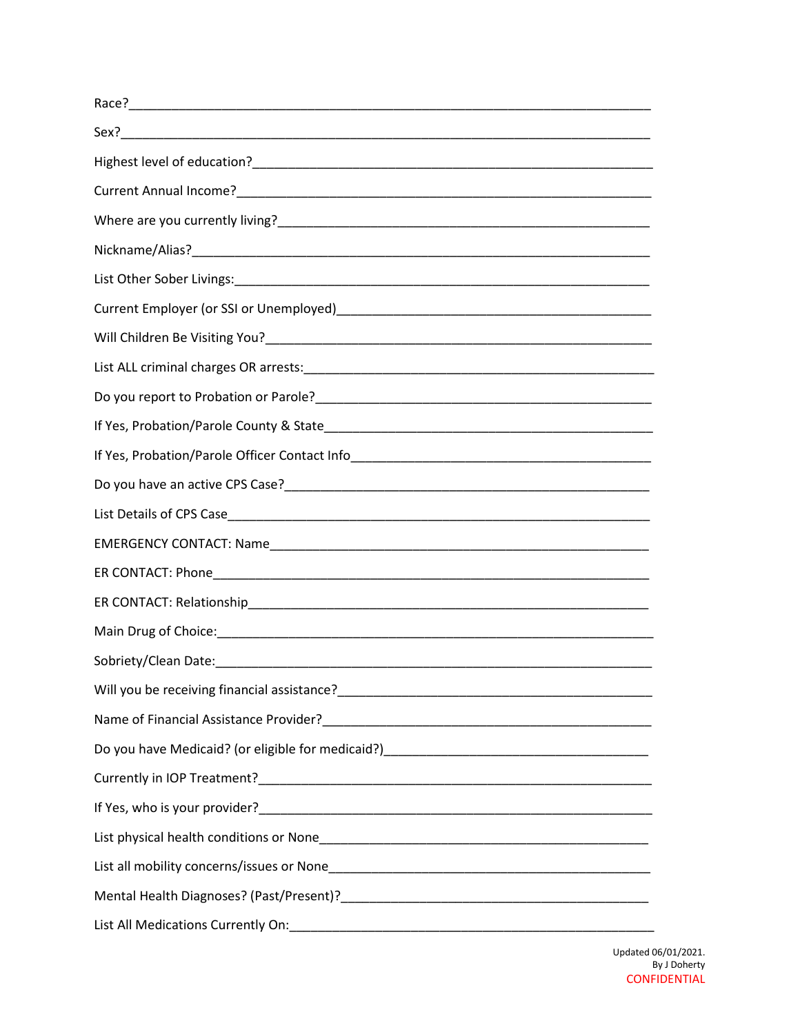Race?\_\_\_\_\_\_\_\_\_\_\_\_\_\_\_\_\_\_\_\_\_\_\_\_\_\_\_\_\_\_\_\_\_\_\_\_\_\_\_\_\_\_\_\_\_\_\_\_\_\_\_\_\_\_\_\_\_\_\_\_\_\_\_\_

Sex?\_\_\_\_\_\_\_\_\_\_\_\_\_\_\_\_\_\_\_\_\_\_\_\_\_\_\_\_\_\_\_\_\_\_\_\_\_\_\_\_\_\_\_\_\_\_\_\_\_\_\_\_\_\_\_\_\_\_\_\_\_\_\_\_\_

Highest level of education?\_\_\_\_\_\_\_\_\_\_\_\_\_\_\_\_\_\_\_\_\_\_\_\_\_\_\_\_\_\_\_\_\_\_\_\_\_\_\_\_\_\_\_\_\_\_\_\_

Current Annual Income?\_\_\_\_\_\_\_\_\_\_\_\_\_\_\_\_\_\_\_\_\_\_\_\_\_\_\_\_\_\_\_\_\_\_\_\_\_\_\_\_\_\_\_\_\_\_\_\_\_\_\_

Where are you currently living?\_\_\_\_\_\_\_\_\_\_\_\_\_\_\_\_\_\_\_\_\_\_\_\_\_\_\_\_\_\_\_\_\_\_\_\_\_\_\_\_\_\_\_\_\_

Nickname/Alias?\_\_\_\_\_\_\_\_\_\_\_\_\_\_\_\_\_\_\_\_\_\_\_\_\_\_\_\_\_\_\_\_\_\_\_\_\_\_\_\_\_\_\_\_\_\_\_\_\_\_\_\_\_\_\_\_\_

List Other Sober Livings:\_\_\_\_\_\_\_\_\_\_\_\_\_\_\_\_\_\_\_\_\_\_\_\_\_\_\_\_\_\_\_\_\_\_\_\_\_\_\_\_\_\_\_\_\_\_\_\_\_\_

Current Employer (or SSI or Unemployed)\_\_\_\_\_\_\_\_\_\_\_\_\_\_\_\_\_\_\_\_\_\_\_\_\_\_\_\_\_\_\_\_\_\_\_\_\_\_

Will Children Be Visiting You?\_\_\_\_\_\_\_\_\_\_\_\_\_\_\_\_\_\_\_\_\_\_\_\_\_\_\_\_\_\_\_\_\_\_\_\_\_\_\_\_\_\_\_\_\_\_

List ALL criminal charges OR arrests:\_\_\_\_\_\_\_\_\_\_\_\_\_\_\_\_\_\_\_\_\_\_\_\_\_\_\_\_\_\_\_\_\_\_\_\_\_\_\_\_\_\_

Do you report to Probation or Parole?\_\_\_\_\_\_\_\_\_\_\_\_\_\_\_\_\_\_\_\_\_\_\_\_\_\_\_\_\_\_\_\_\_\_\_\_\_\_\_\_\_

If Yes, Probation/Parole County & State\_\_\_\_\_\_\_\_\_\_\_\_\_\_\_\_\_\_\_\_\_\_\_\_\_\_\_\_\_\_\_\_\_\_\_\_\_\_\_\_

If Yes, Probation/Parole Officer Contact Info\_\_\_\_\_\_\_\_\_\_\_\_\_\_\_\_\_\_\_\_\_\_\_\_\_\_\_\_\_\_\_\_\_\_\_\_

Do you have an active CPS Case?\_\_\_\_\_\_\_\_\_\_\_\_\_\_\_\_\_\_\_\_\_\_\_\_\_\_\_\_\_\_\_\_\_\_\_\_\_\_\_\_\_\_\_\_

List Details of CPS Case\_\_\_\_\_\_\_\_\_\_\_\_\_\_\_\_\_\_\_\_\_\_\_\_\_\_\_\_\_\_\_\_\_\_\_\_\_\_\_\_\_\_\_\_\_\_\_\_\_\_\_

EMERGENCY CONTACT: Name\_\_\_\_\_\_\_\_\_\_\_\_\_\_\_\_\_\_\_\_\_\_\_\_\_\_\_\_\_\_\_\_\_\_\_\_\_\_\_\_\_\_\_\_\_\_

ER CONTACT: Phone\_\_\_\_\_\_\_\_\_\_\_\_\_\_\_\_\_\_\_\_\_\_\_\_\_\_\_\_\_\_\_\_\_\_\_\_\_\_\_\_\_\_\_\_\_\_\_\_\_\_\_\_\_

ER CONTACT: Relationship\_\_\_\_\_\_\_\_\_\_\_\_\_\_\_\_\_\_\_\_\_\_\_\_\_\_\_\_\_\_\_\_\_\_\_\_\_\_\_\_\_\_\_\_\_\_\_\_\_\_

Main Drug of Choice:\_\_\_\_\_\_\_\_\_\_\_\_\_\_\_\_\_\_\_\_\_\_\_\_\_\_\_\_\_\_\_\_\_\_\_\_\_\_\_\_\_\_\_\_\_\_\_\_\_\_\_\_\_\_

Sobriety/Clean Date:\_\_\_\_\_\_\_\_\_\_\_\_\_\_\_\_\_\_\_\_\_\_\_\_\_\_\_\_\_\_\_\_\_\_\_\_\_\_\_\_\_\_\_\_\_\_\_\_\_\_\_\_\_\_

Will you be receiving financial assistance?\_\_\_\_\_\_\_\_\_\_\_\_\_\_\_\_\_\_\_\_\_\_\_\_\_\_\_\_\_\_\_\_\_\_\_\_\_\_

Name of Financial Assistance Provider?\_\_\_\_\_\_\_\_\_\_\_\_\_\_\_\_\_\_\_\_\_\_\_\_\_\_\_\_\_\_\_\_\_\_\_\_\_\_\_\_

Do you have Medicaid? (or eligible for medicaid?)\_\_\_\_\_\_\_\_\_\_\_\_\_\_\_\_\_\_\_\_\_\_\_\_\_\_\_\_\_\_\_\_\_

Currently in IOP Treatment?\_\_\_\_\_\_\_\_\_\_\_\_\_\_\_\_\_\_\_\_\_\_\_\_\_\_\_\_\_\_\_\_\_\_\_\_\_\_\_\_\_\_\_\_\_\_\_\_\_

If Yes, who is your provider?\_\_\_\_\_\_\_\_\_\_\_\_\_\_\_\_\_\_\_\_\_\_\_\_\_\_\_\_\_\_\_\_\_\_\_\_\_\_\_\_\_\_\_\_\_\_\_\_

List physical health conditions or None\_\_\_\_\_\_\_\_\_\_\_\_\_\_\_\_\_\_\_\_\_\_\_\_\_\_\_\_\_\_\_\_\_\_\_\_\_\_\_\_

List all mobility concerns/issues or None\_\_\_\_\_\_\_\_\_\_\_\_\_\_\_\_\_\_\_\_\_\_\_\_\_\_\_\_\_\_\_\_\_\_\_\_\_\_\_

Mental Health Diagnoses? (Past/Present)?\_\_\_\_\_\_\_\_\_\_\_\_\_\_\_\_\_\_\_\_\_\_\_\_\_\_\_\_\_\_\_\_\_\_\_\_\_

List All Medications Currently On:\_\_\_\_\_\_\_\_\_\_\_\_\_\_\_\_\_\_\_\_\_\_\_\_\_\_\_\_\_\_\_\_\_\_\_\_\_\_\_\_\_\_\_\_

Updated 06/01/2021.
By J Doherty
CONFIDENTIAL